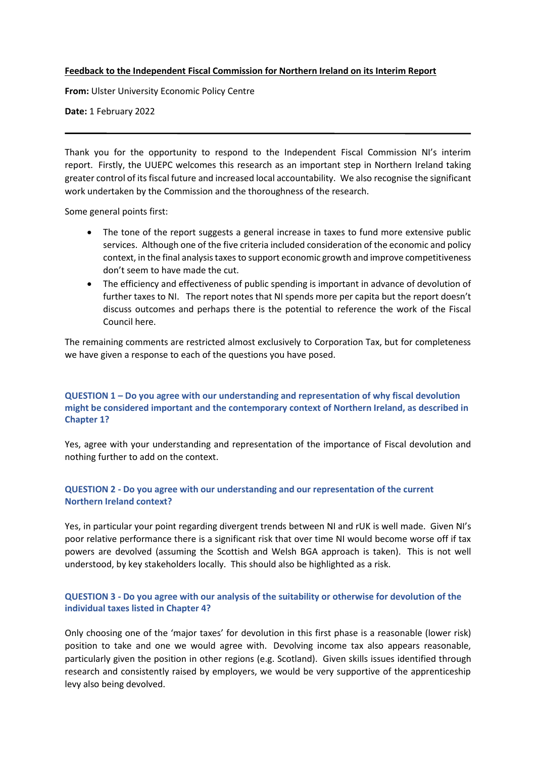**Feedback to the Independent Fiscal Commission for Northern Ireland on its Interim Report**

**From:** Ulster University Economic Policy Centre

**Date:** 1 February 2022

---

Thank you for the opportunity to respond to the Independent Fiscal Commission NI's interim report. Firstly, the UUEPC welcomes this research as an important step in Northern Ireland taking greater control of its fiscal future and increased local accountability. We also recognise the significant work undertaken by the Commission and the thoroughness of the research.

Some general points first:

- The tone of the report suggests a general increase in taxes to fund more extensive public services. Although one of the five criteria included consideration of the economic and policy context, in the final analysis taxes to support economic growth and improve competitiveness don't seem to have made the cut.
- The efficiency and effectiveness of public spending is important in advance of devolution of further taxes to NI. The report notes that NI spends more per capita but the report doesn't discuss outcomes and perhaps there is the potential to reference the work of the Fiscal Council here.

The remaining comments are restricted almost exclusively to Corporation Tax, but for completeness we have given a response to each of the questions you have posed.

### QUESTION 1 – Do you agree with our understanding and representation of why fiscal devolution might be considered important and the contemporary context of Northern Ireland, as described in Chapter 1?

Yes, agree with your understanding and representation of the importance of Fiscal devolution and nothing further to add on the context.

### QUESTION 2 - Do you agree with our understanding and our representation of the current Northern Ireland context?

Yes, in particular your point regarding divergent trends between NI and rUK is well made. Given NI's poor relative performance there is a significant risk that over time NI would become worse off if tax powers are devolved (assuming the Scottish and Welsh BGA approach is taken). This is not well understood, by key stakeholders locally. This should also be highlighted as a risk.

### QUESTION 3 - Do you agree with our analysis of the suitability or otherwise for devolution of the individual taxes listed in Chapter 4?

Only choosing one of the 'major taxes' for devolution in this first phase is a reasonable (lower risk) position to take and one we would agree with. Devolving income tax also appears reasonable, particularly given the position in other regions (e.g. Scotland). Given skills issues identified through research and consistently raised by employers, we would be very supportive of the apprenticeship levy also being devolved.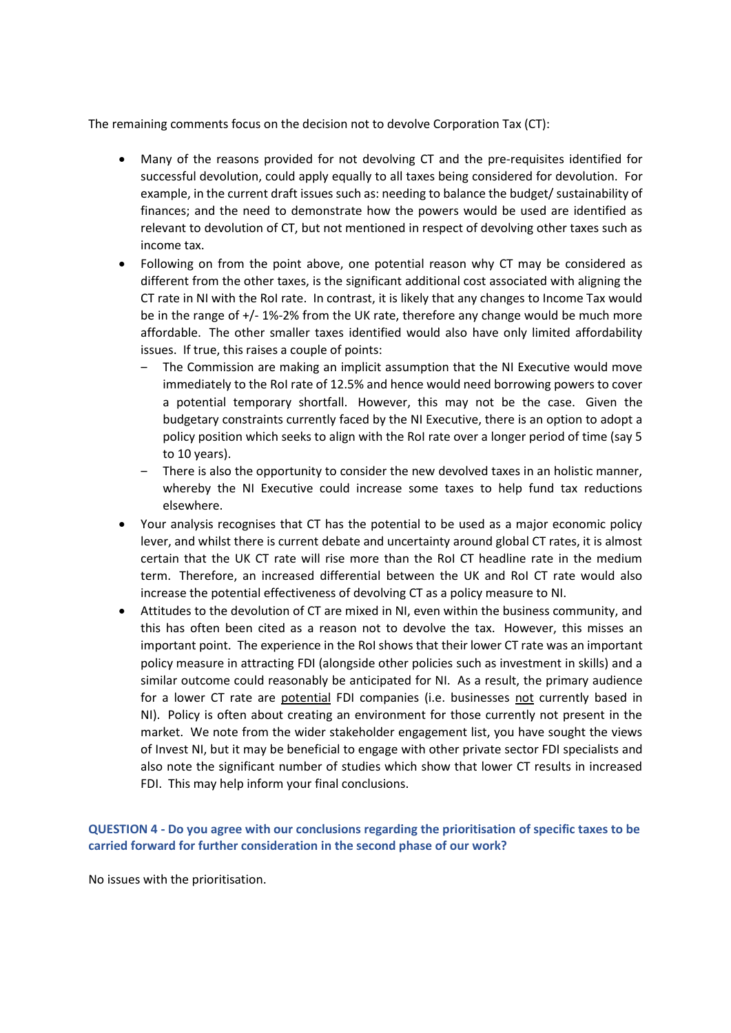The remaining comments focus on the decision not to devolve Corporation Tax (CT):

- Many of the reasons provided for not devolving CT and the pre-requisites identified for successful devolution, could apply equally to all taxes being considered for devolution. For example, in the current draft issues such as: needing to balance the budget/ sustainability of finances; and the need to demonstrate how the powers would be used are identified as relevant to devolution of CT, but not mentioned in respect of devolving other taxes such as income tax.
- Following on from the point above, one potential reason why CT may be considered as different from the other taxes, is the significant additional cost associated with aligning the CT rate in NI with the RoI rate. In contrast, it is likely that any changes to Income Tax would be in the range of +/- 1%-2% from the UK rate, therefore any change would be much more affordable. The other smaller taxes identified would also have only limited affordability issues. If true, this raises a couple of points:
  - The Commission are making an implicit assumption that the NI Executive would move immediately to the RoI rate of 12.5% and hence would need borrowing powers to cover a potential temporary shortfall. However, this may not be the case. Given the budgetary constraints currently faced by the NI Executive, there is an option to adopt a policy position which seeks to align with the RoI rate over a longer period of time (say 5 to 10 years).
  - There is also the opportunity to consider the new devolved taxes in an holistic manner, whereby the NI Executive could increase some taxes to help fund tax reductions elsewhere.
- Your analysis recognises that CT has the potential to be used as a major economic policy lever, and whilst there is current debate and uncertainty around global CT rates, it is almost certain that the UK CT rate will rise more than the RoI CT headline rate in the medium term. Therefore, an increased differential between the UK and RoI CT rate would also increase the potential effectiveness of devolving CT as a policy measure to NI.
- Attitudes to the devolution of CT are mixed in NI, even within the business community, and this has often been cited as a reason not to devolve the tax. However, this misses an important point. The experience in the RoI shows that their lower CT rate was an important policy measure in attracting FDI (alongside other policies such as investment in skills) and a similar outcome could reasonably be anticipated for NI. As a result, the primary audience for a lower CT rate are potential FDI companies (i.e. businesses not currently based in NI). Policy is often about creating an environment for those currently not present in the market. We note from the wider stakeholder engagement list, you have sought the views of Invest NI, but it may be beneficial to engage with other private sector FDI specialists and also note the significant number of studies which show that lower CT results in increased FDI. This may help inform your final conclusions.

**QUESTION 4 - Do you agree with our conclusions regarding the prioritisation of specific taxes to be carried forward for further consideration in the second phase of our work?**

No issues with the prioritisation.